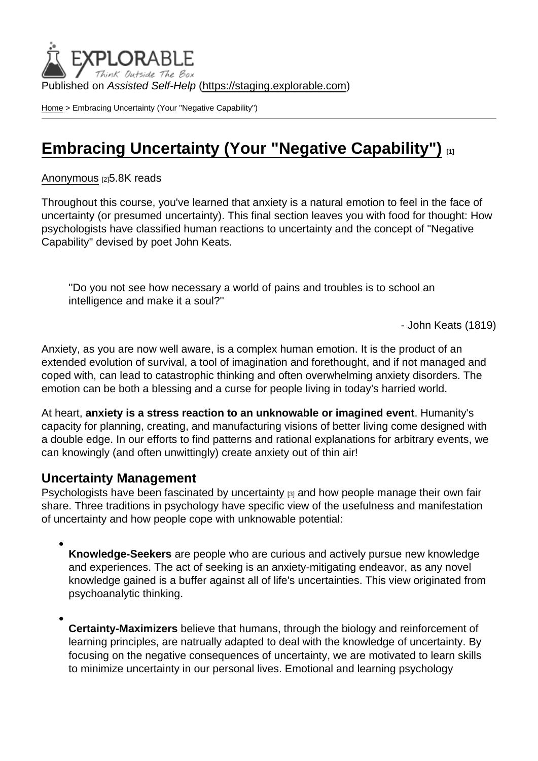Published on *Assisted Self-Help* (https://staging.explorable.com)

Home > Embracing Uncertainty (Your "Negative Capability")

# Embracing Uncertainty (Your "Negative Capability") [1]

Anonymous [2]5.8K reads

Throughout this course, you've learned that anxiety is a natural emotion to feel in the face of uncertainty (or presumed uncertainty). This final section leaves you with food for thought: How psychologists have classified human reactions to uncertainty and the concept of "Negative Capability" devised by poet John Keats.

> "Do you not see how necessary a world of pains and troubles is to school an intelligence and make it a soul?"
>
> \- John Keats (1819)

Anxiety, as you are now well aware, is a complex human emotion. It is the product of an extended evolution of survival, a tool of imagination and forethought, and if not managed and coped with, can lead to catastrophic thinking and often overwhelming anxiety disorders. The emotion can be both a blessing and a curse for people living in today's harried world.

At heart, **anxiety is a stress reaction to an unknowable or imagined event**. Humanity's capacity for planning, creating, and manufacturing visions of better living come designed with a double edge. In our efforts to find patterns and rational explanations for arbitrary events, we can knowingly (and often unwittingly) create anxiety out of thin air!

## Uncertainty Management

Psychologists have been fascinated by uncertainty [3] and how people manage their own fair share. Three traditions in psychology have specific view of the usefulness and manifestation of uncertainty and how people cope with unknowable potential:

- **Knowledge-Seekers** are people who are curious and actively pursue new knowledge and experiences. The act of seeking is an anxiety-mitigating endeavor, as any novel knowledge gained is a buffer against all of life's uncertainties. This view originated from psychoanalytic thinking.

- **Certainty-Maximizers** believe that humans, through the biology and reinforcement of learning principles, are natrually adapted to deal with the knowledge of uncertainty. By focusing on the negative consequences of uncertainty, we are motivated to learn skills to minimize uncertainty in our personal lives. Emotional and learning psychology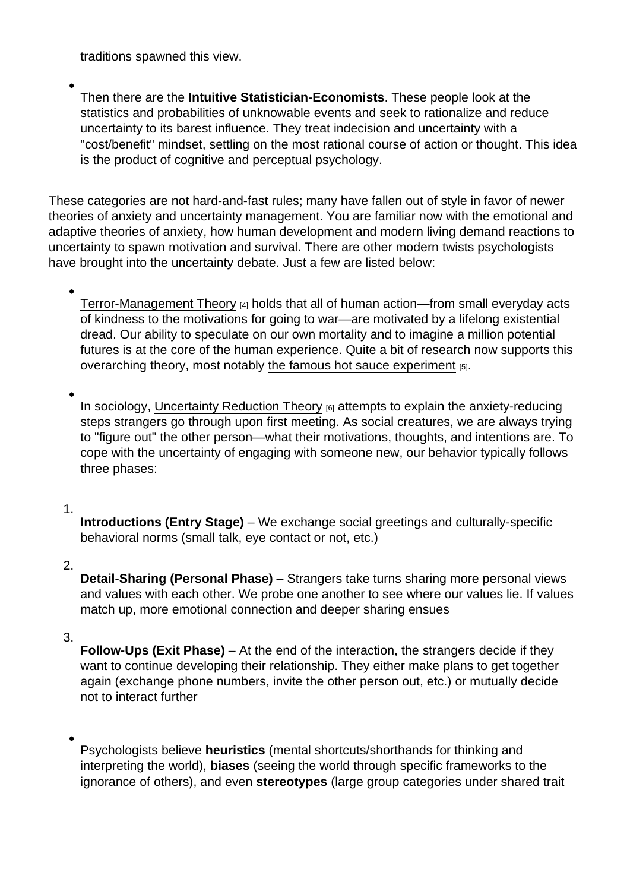traditions spawned this view.

- Then there are the **Intuitive Statistician-Economists**. These people look at the statistics and probabilities of unknowable events and seek to rationalize and reduce uncertainty to its barest influence. They treat indecision and uncertainty with a "cost/benefit" mindset, settling on the most rational course of action or thought. This idea is the product of cognitive and perceptual psychology.

These categories are not hard-and-fast rules; many have fallen out of style in favor of newer theories of anxiety and uncertainty management. You are familiar now with the emotional and adaptive theories of anxiety, how human development and modern living demand reactions to uncertainty to spawn motivation and survival. There are other modern twists psychologists have brought into the uncertainty debate. Just a few are listed below:

- Terror-Management Theory [4] holds that all of human action—from small everyday acts of kindness to the motivations for going to war—are motivated by a lifelong existential dread. Our ability to speculate on our own mortality and to imagine a million potential futures is at the core of the human experience. Quite a bit of research now supports this overarching theory, most notably the famous hot sauce experiment [5].

- In sociology, Uncertainty Reduction Theory [6] attempts to explain the anxiety-reducing steps strangers go through upon first meeting. As social creatures, we are always trying to "figure out" the other person—what their motivations, thoughts, and intentions are. To cope with the uncertainty of engaging with someone new, our behavior typically follows three phases:

1. **Introductions (Entry Stage)** – We exchange social greetings and culturally-specific behavioral norms (small talk, eye contact or not, etc.)
2. **Detail-Sharing (Personal Phase)** – Strangers take turns sharing more personal views and values with each other. We probe one another to see where our values lie. If values match up, more emotional connection and deeper sharing ensues
3. **Follow-Ups (Exit Phase)** – At the end of the interaction, the strangers decide if they want to continue developing their relationship. They either make plans to get together again (exchange phone numbers, invite the other person out, etc.) or mutually decide not to interact further

- Psychologists believe **heuristics** (mental shortcuts/shorthands for thinking and interpreting the world), **biases** (seeing the world through specific frameworks to the ignorance of others), and even **stereotypes** (large group categories under shared trait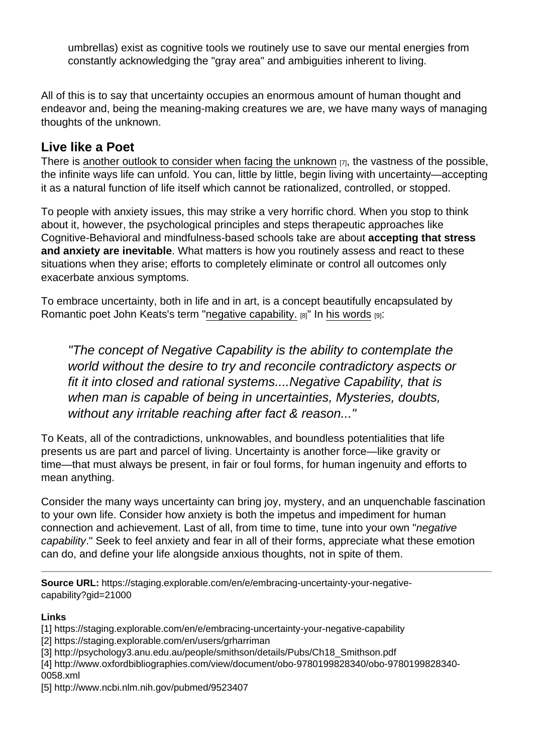umbrellas) exist as cognitive tools we routinely use to save our mental energies from constantly acknowledging the "gray area" and ambiguities inherent to living.

All of this is to say that uncertainty occupies an enormous amount of human thought and endeavor and, being the meaning-making creatures we are, we have many ways of managing thoughts of the unknown.

## Live like a Poet

There is another outlook to consider when facing the unknown [7], the vastness of the possible, the infinite ways life can unfold. You can, little by little, begin living with uncertainty—accepting it as a natural function of life itself which cannot be rationalized, controlled, or stopped.

To people with anxiety issues, this may strike a very horrific chord. When you stop to think about it, however, the psychological principles and steps therapeutic approaches like Cognitive-Behavioral and mindfulness-based schools take are about **accepting that stress and anxiety are inevitable**. What matters is how you routinely assess and react to these situations when they arise; efforts to completely eliminate or control all outcomes only exacerbate anxious symptoms.

To embrace uncertainty, both in life and in art, is a concept beautifully encapsulated by Romantic poet John Keats's term "negative capability. [8]" In his words [9]:

> *"The concept of Negative Capability is the ability to contemplate the world without the desire to try and reconcile contradictory aspects or fit it into closed and rational systems....Negative Capability, that is when man is capable of being in uncertainties, Mysteries, doubts, without any irritable reaching after fact & reason..."*

To Keats, all of the contradictions, unknowables, and boundless potentialities that life presents us are part and parcel of living. Uncertainty is another force—like gravity or time—that must always be present, in fair or foul forms, for human ingenuity and efforts to mean anything.

Consider the many ways uncertainty can bring joy, mystery, and an unquenchable fascination to your own life. Consider how anxiety is both the impetus and impediment for human connection and achievement. Last of all, from time to time, tune into your own "*negative capability*." Seek to feel anxiety and fear in all of their forms, appreciate what these emotion can do, and define your life alongside anxious thoughts, not in spite of them.

---

**Source URL:** https://staging.explorable.com/en/e/embracing-uncertainty-your-negative-capability?gid=21000

**Links**

[1] https://staging.explorable.com/en/e/embracing-uncertainty-your-negative-capability
[2] https://staging.explorable.com/en/users/grharriman
[3] http://psychology3.anu.edu.au/people/smithson/details/Pubs/Ch18_Smithson.pdf
[4] http://www.oxfordbibliographies.com/view/document/obo-9780199828340/obo-9780199828340-0058.xml
[5] http://www.ncbi.nlm.nih.gov/pubmed/9523407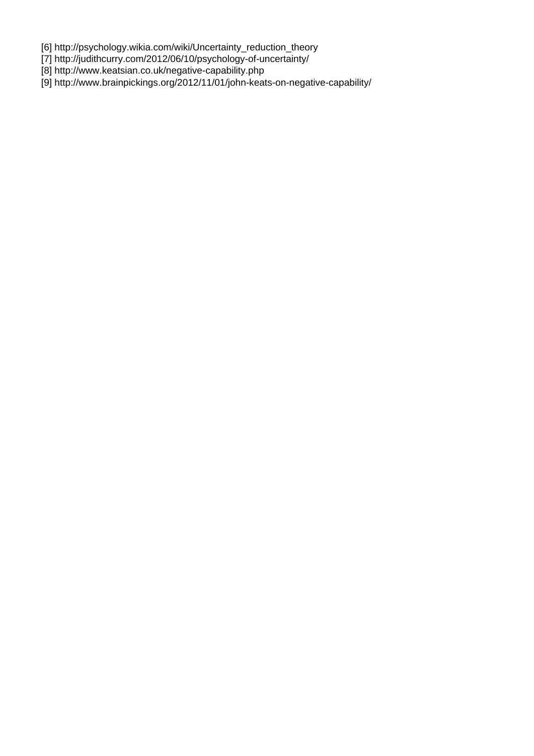[6] http://psychology.wikia.com/wiki/Uncertainty_reduction_theory
[7] http://judithcurry.com/2012/06/10/psychology-of-uncertainty/
[8] http://www.keatsian.co.uk/negative-capability.php
[9] http://www.brainpickings.org/2012/11/01/john-keats-on-negative-capability/